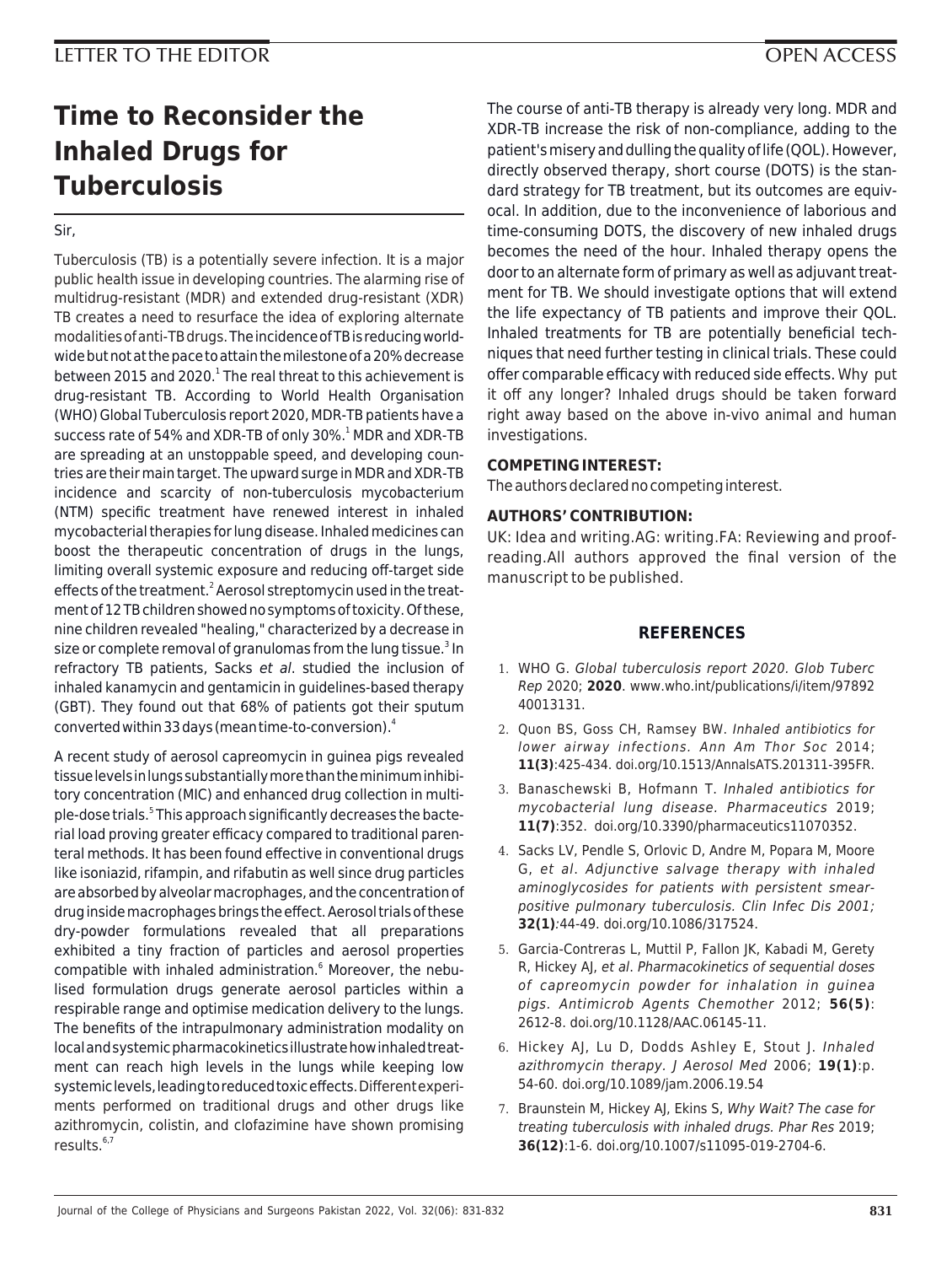LETTER TO THE EDITOR

OPEN ACCESS

# Time to Reconsider the Inhaled Drugs for Tuberculosis

Sir,

Tuberculosis (TB) is a potentially severe infection. It is a major public health issue in developing countries. The alarming rise of multidrug-resistant (MDR) and extended drug-resistant (XDR) TB creates a need to resurface the idea of exploring alternate modalities of anti-TB drugs. The incidence of TB is reducing worldwide but not at the pace to attain the milestone of a 20% decrease between 2015 and 2020.[1] The real threat to this achievement is drug-resistant TB. According to World Health Organisation (WHO) Global Tuberculosis report 2020, MDR-TB patients have a success rate of 54% and XDR-TB of only 30%.[1] MDR and XDR-TB are spreading at an unstoppable speed, and developing countries are their main target. The upward surge in MDR and XDR-TB incidence and scarcity of non-tuberculosis mycobacterium (NTM) specific treatment have renewed interest in inhaled mycobacterial therapies for lung disease. Inhaled medicines can boost the therapeutic concentration of drugs in the lungs, limiting overall systemic exposure and reducing off-target side effects of the treatment.[2] Aerosol streptomycin used in the treatment of 12 TB children showed no symptoms of toxicity. Of these, nine children revealed "healing," characterized by a decrease in size or complete removal of granulomas from the lung tissue.[3] In refractory TB patients, Sacks *et al*. studied the inclusion of inhaled kanamycin and gentamicin in guidelines-based therapy (GBT). They found out that 68% of patients got their sputum converted within 33 days (mean time-to-conversion).[4]

A recent study of aerosol capreomycin in guinea pigs revealed tissue levels in lungs substantially more than the minimum inhibitory concentration (MIC) and enhanced drug collection in multiple-dose trials.[5] This approach significantly decreases the bacterial load proving greater efficacy compared to traditional parenteral methods. It has been found effective in conventional drugs like isoniazid, rifampin, and rifabutin as well since drug particles are absorbed by alveolar macrophages, and the concentration of drug inside macrophages brings the effect. Aerosol trials of these dry-powder formulations revealed that all preparations exhibited a tiny fraction of particles and aerosol properties compatible with inhaled administration.[6] Moreover, the nebulised formulation drugs generate aerosol particles within a respirable range and optimise medication delivery to the lungs. The benefits of the intrapulmonary administration modality on local and systemic pharmacokinetics illustrate how inhaled treatment can reach high levels in the lungs while keeping low systemic levels, leading to reduced toxic effects. Different experiments performed on traditional drugs and other drugs like azithromycin, colistin, and clofazimine have shown promising results.[6,7]

The course of anti-TB therapy is already very long. MDR and XDR-TB increase the risk of non-compliance, adding to the patient's misery and dulling the quality of life (QOL). However, directly observed therapy, short course (DOTS) is the standard strategy for TB treatment, but its outcomes are equivocal. In addition, due to the inconvenience of laborious and time-consuming DOTS, the discovery of new inhaled drugs becomes the need of the hour. Inhaled therapy opens the door to an alternate form of primary as well as adjuvant treatment for TB. We should investigate options that will extend the life expectancy of TB patients and improve their QOL. Inhaled treatments for TB are potentially beneficial techniques that need further testing in clinical trials. These could offer comparable efficacy with reduced side effects. Why put it off any longer? Inhaled drugs should be taken forward right away based on the above in-vivo animal and human investigations.

**COMPETING INTEREST:**

The authors declared no competing interest.

**AUTHORS' CONTRIBUTION:**

UK: Idea and writing. AG: writing. FA: Reviewing and proofreading. All authors approved the final version of the manuscript to be published.

## REFERENCES

1. WHO G. *Global tuberculosis report 2020. Glob Tuberc Rep* 2020; **2020**. www.who.int/publications/i/item/9789240013131.
2. Quon BS, Goss CH, Ramsey BW. *Inhaled antibiotics for lower airway infections. Ann Am Thor Soc* 2014; **11(3)**:425-434. doi.org/10.1513/AnnalsATS.201311-395FR.
3. Banaschewski B, Hofmann T. *Inhaled antibiotics for mycobacterial lung disease. Pharmaceutics* 2019; **11(7)**:352. doi.org/10.3390/pharmaceutics11070352.
4. Sacks LV, Pendle S, Orlovic D, Andre M, Popara M, Moore G, *et al*. *Adjunctive salvage therapy with inhaled aminoglycosides for patients with persistent smear-positive pulmonary tuberculosis. Clin Infec Dis 2001;* **32(1)**:44-49. doi.org/10.1086/317524.
5. Garcia-Contreras L, Muttil P, Fallon JK, Kabadi M, Gerety R, Hickey AJ, *et al*. *Pharmacokinetics of sequential doses of capreomycin powder for inhalation in guinea pigs. Antimicrob Agents Chemother* 2012; **56(5)**: 2612-8. doi.org/10.1128/AAC.06145-11.
6. Hickey AJ, Lu D, Dodds Ashley E, Stout J. *Inhaled azithromycin therapy. J Aerosol Med* 2006; **19(1)**:p. 54-60. doi.org/10.1089/jam.2006.19.54
7. Braunstein M, Hickey AJ, Ekins S, *Why Wait? The case for treating tuberculosis with inhaled drugs. Phar Res* 2019; **36(12)**:1-6. doi.org/10.1007/s11095-019-2704-6.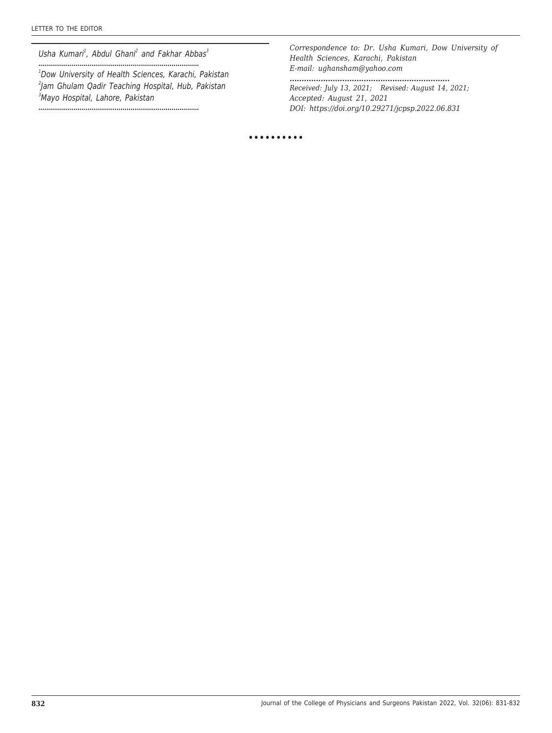Usha Kumari[1], Abdul Ghani[2] and Fakhar Abbas[3]

[1]Dow University of Health Sciences, Karachi, Pakistan
[2]Jam Ghulam Qadir Teaching Hospital, Hub, Pakistan
[3]Mayo Hospital, Lahore, Pakistan

*Correspondence to: Dr. Usha Kumari, Dow University of Health Sciences, Karachi, Pakistan*
*E-mail: ughansham@yahoo.com*

*Received: July 13, 2021; Revised: August 14, 2021; Accepted: August 21, 2021*
*DOI: https://doi.org/10.29271/jcpsp.2022.06.831*

••••••••••